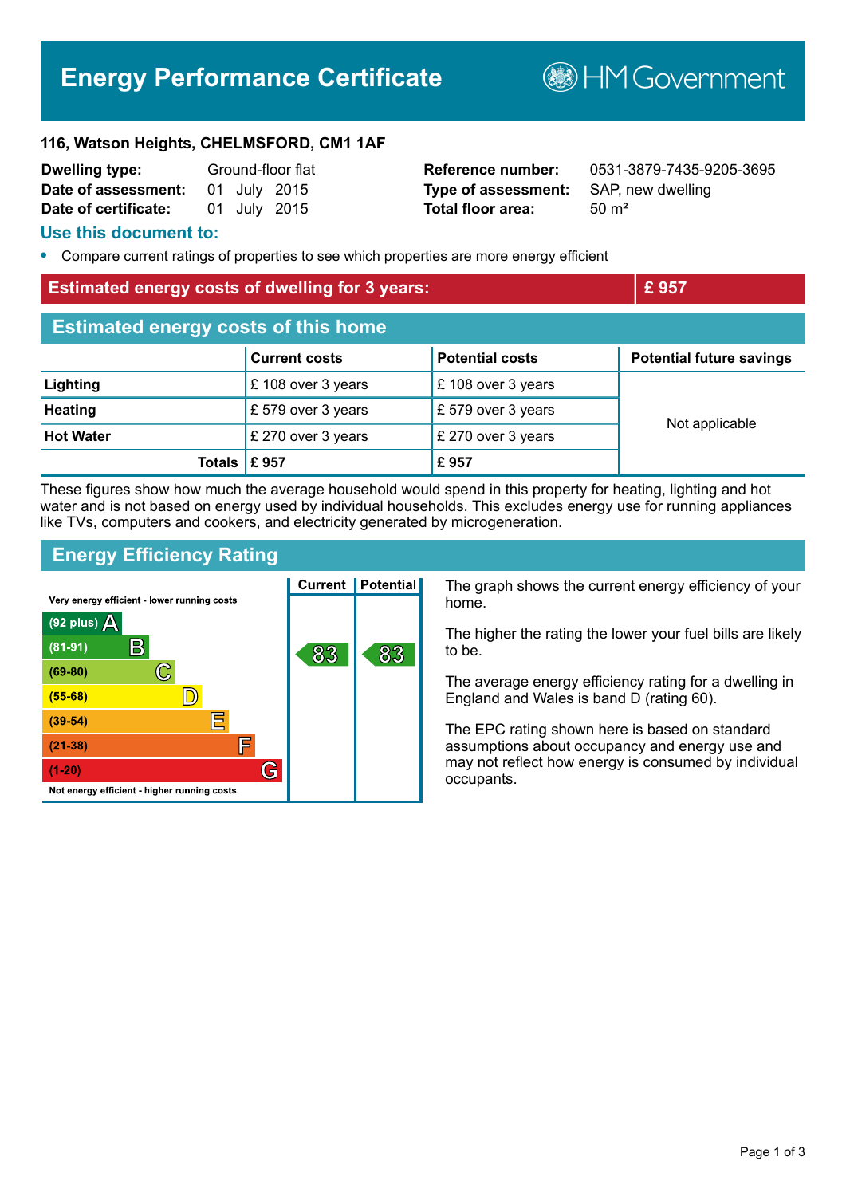# Energy Performance Certificate

HM Government

**116, Watson Heights, CHELMSFORD, CM1 1AF**

| | | | |
|---|---|---|---|
| **Dwelling type:** | Ground-floor flat | **Reference number:** | 0531-3879-7435-9205-3695 |
| **Date of assessment:** | 01 July 2015 | **Type of assessment:** | SAP, new dwelling |
| **Date of certificate:** | 01 July 2015 | **Total floor area:** | 50 m² |

## Use this document to:

- Compare current ratings of properties to see which properties are more energy efficient

| **Estimated energy costs of dwelling for 3 years:** | **£ 957** |
|---|---|

## Estimated energy costs of this home

| | Current costs | Potential costs | Potential future savings |
|---|---|---|---|
| **Lighting** | £ 108 over 3 years | £ 108 over 3 years | Not applicable |
| **Heating** | £ 579 over 3 years | £ 579 over 3 years | |
| **Hot Water** | £ 270 over 3 years | £ 270 over 3 years | |
| **Totals** | **£ 957** | **£ 957** | |

These figures show how much the average household would spend in this property for heating, lighting and hot water and is not based on energy used by individual households. This excludes energy use for running appliances like TVs, computers and cookers, and electricity generated by microgeneration.

## Energy Efficiency Rating

Very energy efficient - lower running costs

| Rating band | Current | Potential |
|---|---|---|
| (92 plus) A | | |
| (81-91) B | 83 | 83 |
| (69-80) C | | |
| (55-68) D | | |
| (39-54) E | | |
| (21-38) F | | |
| (1-20) G | | |

Not energy efficient - higher running costs

The graph shows the current energy efficiency of your home.

The higher the rating the lower your fuel bills are likely to be.

The average energy efficiency rating for a dwelling in England and Wales is band D (rating 60).

The EPC rating shown here is based on standard assumptions about occupancy and energy use and may not reflect how energy is consumed by individual occupants.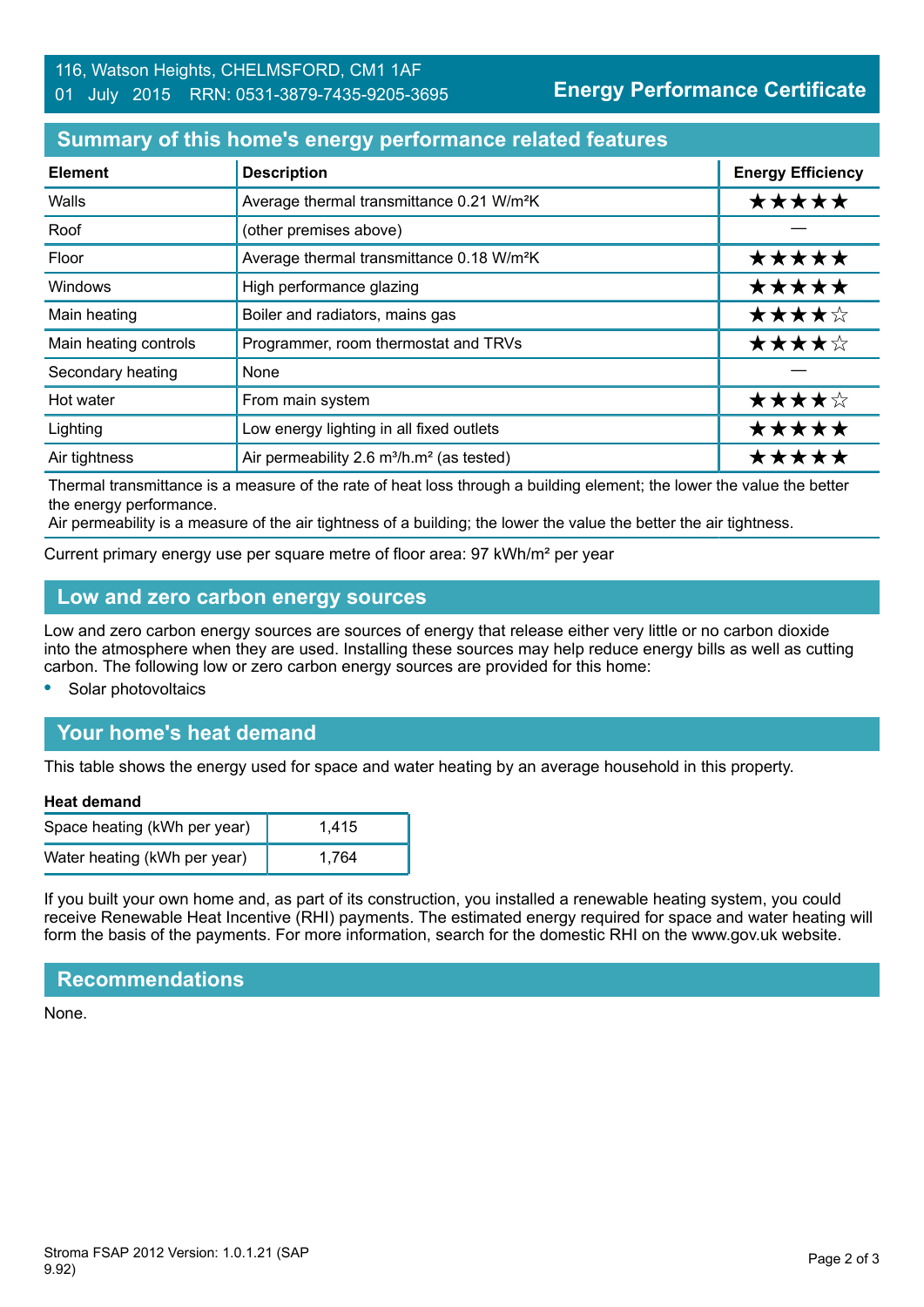116, Watson Heights, CHELMSFORD, CM1 1AF
01 July 2015 RRN: 0531-3879-7435-9205-3695

**Energy Performance Certificate**

## Summary of this home's energy performance related features

| Element | Description | Energy Efficiency |
|---|---|---|
| Walls | Average thermal transmittance 0.21 W/m²K | ★★★★★ |
| Roof | (other premises above) | — |
| Floor | Average thermal transmittance 0.18 W/m²K | ★★★★★ |
| Windows | High performance glazing | ★★★★★ |
| Main heating | Boiler and radiators, mains gas | ★★★★☆ |
| Main heating controls | Programmer, room thermostat and TRVs | ★★★★☆ |
| Secondary heating | None | — |
| Hot water | From main system | ★★★★☆ |
| Lighting | Low energy lighting in all fixed outlets | ★★★★★ |
| Air tightness | Air permeability 2.6 m³/h.m² (as tested) | ★★★★★ |

Thermal transmittance is a measure of the rate of heat loss through a building element; the lower the value the better the energy performance.
Air permeability is a measure of the air tightness of a building; the lower the value the better the air tightness.

Current primary energy use per square metre of floor area: 97 kWh/m² per year

## Low and zero carbon energy sources

Low and zero carbon energy sources are sources of energy that release either very little or no carbon dioxide into the atmosphere when they are used. Installing these sources may help reduce energy bills as well as cutting carbon. The following low or zero carbon energy sources are provided for this home:

- Solar photovoltaics

## Your home's heat demand

This table shows the energy used for space and water heating by an average household in this property.

**Heat demand**

| | |
|---|---|
| Space heating (kWh per year) | 1,415 |
| Water heating (kWh per year) | 1,764 |

If you built your own home and, as part of its construction, you installed a renewable heating system, you could receive Renewable Heat Incentive (RHI) payments. The estimated energy required for space and water heating will form the basis of the payments. For more information, search for the domestic RHI on the www.gov.uk website.

## Recommendations

None.

Stroma FSAP 2012 Version: 1.0.1.21 (SAP 9.92)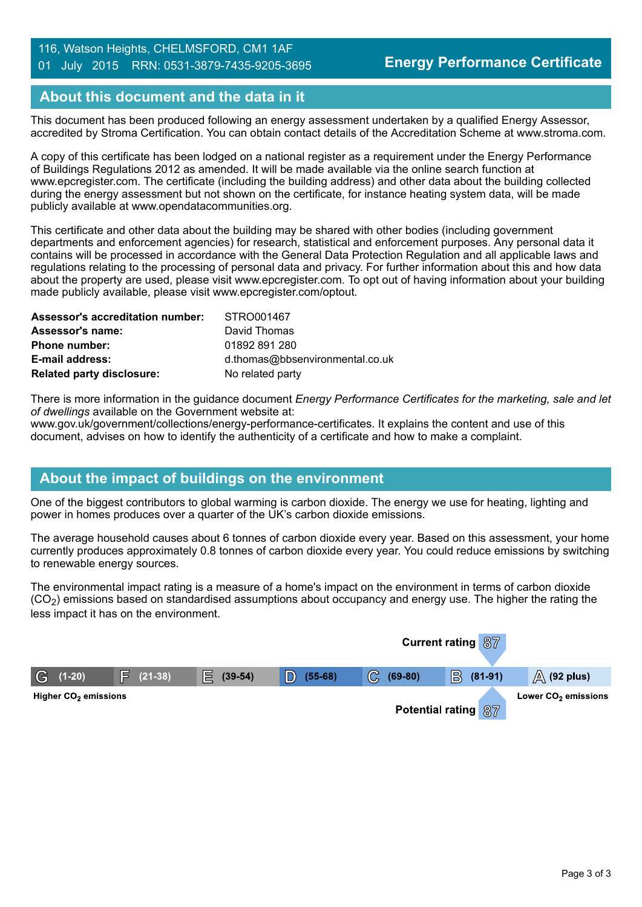116, Watson Heights, CHELMSFORD, CM1 1AF
01 July 2015 RRN: 0531-3879-7435-9205-3695

**Energy Performance Certificate**

## About this document and the data in it

This document has been produced following an energy assessment undertaken by a qualified Energy Assessor, accredited by Stroma Certification. You can obtain contact details of the Accreditation Scheme at www.stroma.com.

A copy of this certificate has been lodged on a national register as a requirement under the Energy Performance of Buildings Regulations 2012 as amended. It will be made available via the online search function at www.epcregister.com. The certificate (including the building address) and other data about the building collected during the energy assessment but not shown on the certificate, for instance heating system data, will be made publicly available at www.opendatacommunities.org.

This certificate and other data about the building may be shared with other bodies (including government departments and enforcement agencies) for research, statistical and enforcement purposes. Any personal data it contains will be processed in accordance with the General Data Protection Regulation and all applicable laws and regulations relating to the processing of personal data and privacy. For further information about this and how data about the property are used, please visit www.epcregister.com. To opt out of having information about your building made publicly available, please visit www.epcregister.com/optout.

| | |
|---|---|
| **Assessor's accreditation number:** | STRO001467 |
| **Assessor's name:** | David Thomas |
| **Phone number:** | 01892 891 280 |
| **E-mail address:** | d.thomas@bbsenvironmental.co.uk |
| **Related party disclosure:** | No related party |

There is more information in the guidance document *Energy Performance Certificates for the marketing, sale and let of dwellings* available on the Government website at: www.gov.uk/government/collections/energy-performance-certificates. It explains the content and use of this document, advises on how to identify the authenticity of a certificate and how to make a complaint.

## About the impact of buildings on the environment

One of the biggest contributors to global warming is carbon dioxide. The energy we use for heating, lighting and power in homes produces over a quarter of the UK's carbon dioxide emissions.

The average household causes about 6 tonnes of carbon dioxide every year. Based on this assessment, your home currently produces approximately 0.8 tonnes of carbon dioxide every year. You could reduce emissions by switching to renewable energy sources.

The environmental impact rating is a measure of a home's impact on the environment in terms of carbon dioxide ($CO_2$) emissions based on standardised assumptions about occupancy and energy use. The higher the rating the less impact it has on the environment.

Current rating 87

G (1-20)
F (21-38)
E (39-54)
D (55-68)
C (69-80)
B (81-91)
A (92 plus)

Higher $CO_2$ emissions
Lower $CO_2$ emissions

Potential rating 87